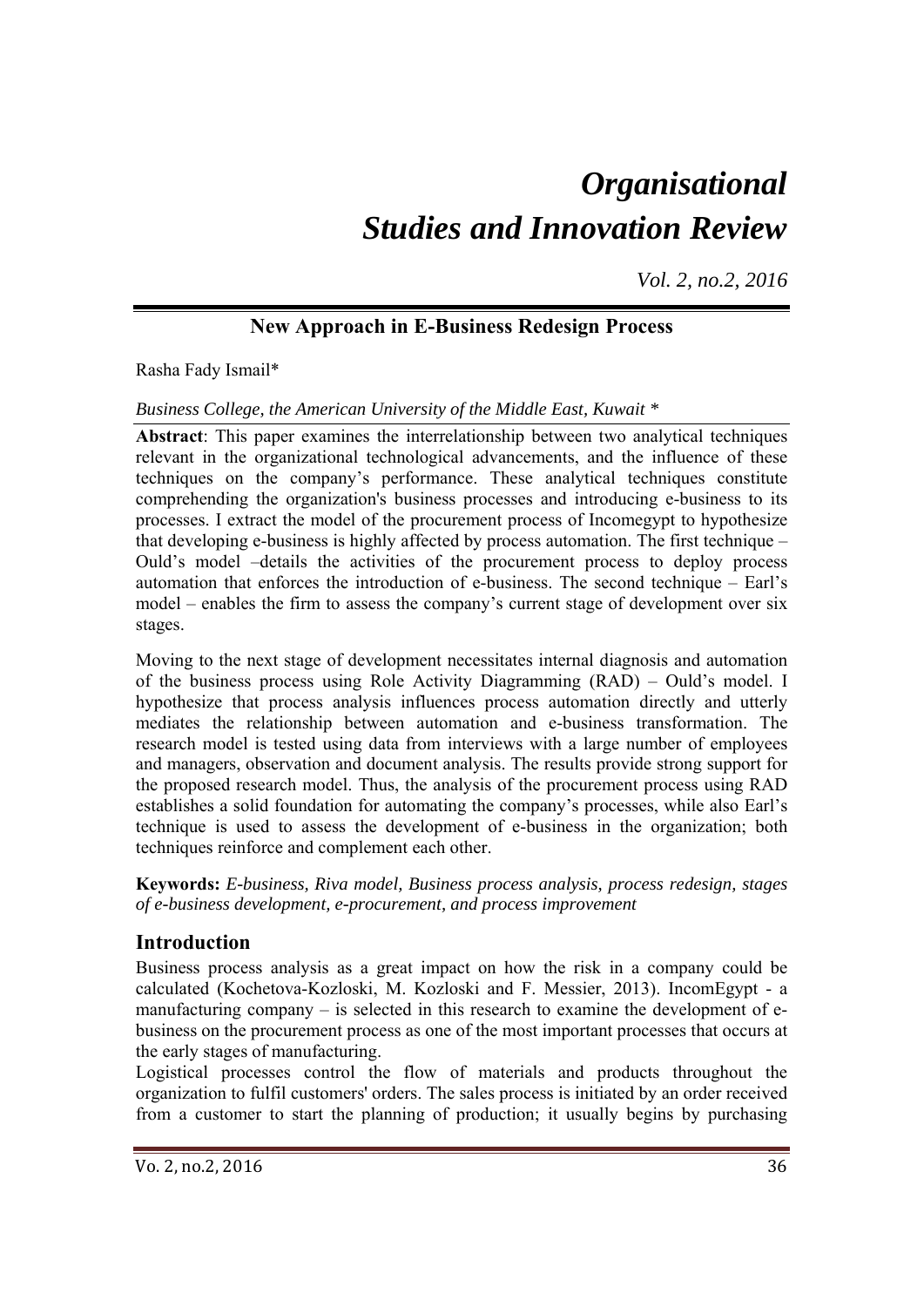# *Organisational Studies and Innovation Review*

*Vol. 2, no.2, 2016*

## New Approach in E-Business Redesign Process

Rasha Fady Ismail*

*Business College, the American University of the Middle East, Kuwait **

**Abstract**: This paper examines the interrelationship between two analytical techniques relevant in the organizational technological advancements, and the influence of these techniques on the company's performance. These analytical techniques constitute comprehending the organization's business processes and introducing e-business to its processes. I extract the model of the procurement process of Incomegypt to hypothesize that developing e-business is highly affected by process automation. The first technique – Ould's model –details the activities of the procurement process to deploy process automation that enforces the introduction of e-business. The second technique – Earl's model – enables the firm to assess the company's current stage of development over six stages.

Moving to the next stage of development necessitates internal diagnosis and automation of the business process using Role Activity Diagramming (RAD) – Ould's model. I hypothesize that process analysis influences process automation directly and utterly mediates the relationship between automation and e-business transformation. The research model is tested using data from interviews with a large number of employees and managers, observation and document analysis. The results provide strong support for the proposed research model. Thus, the analysis of the procurement process using RAD establishes a solid foundation for automating the company's processes, while also Earl's technique is used to assess the development of e-business in the organization; both techniques reinforce and complement each other.

**Keywords:** *E-business, Riva model, Business process analysis, process redesign, stages of e-business development, e-procurement, and process improvement*

## Introduction

Business process analysis as a great impact on how the risk in a company could be calculated (Kochetova-Kozloski, M. Kozloski and F. Messier, 2013). IncomEgypt - a manufacturing company – is selected in this research to examine the development of e-business on the procurement process as one of the most important processes that occurs at the early stages of manufacturing.

Logistical processes control the flow of materials and products throughout the organization to fulfil customers' orders. The sales process is initiated by an order received from a customer to start the planning of production; it usually begins by purchasing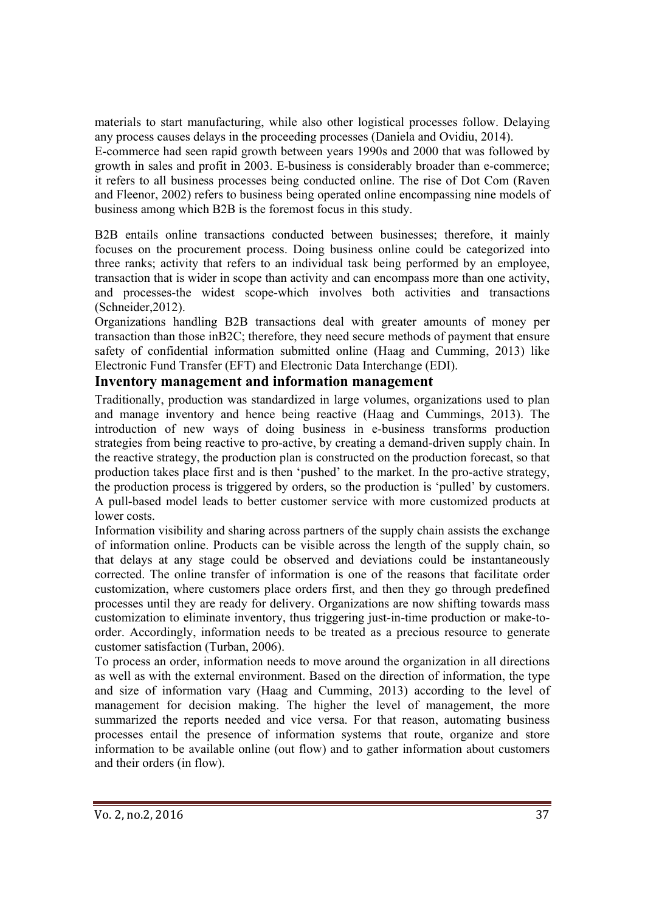materials to start manufacturing, while also other logistical processes follow. Delaying any process causes delays in the proceeding processes (Daniela and Ovidiu, 2014).

E-commerce had seen rapid growth between years 1990s and 2000 that was followed by growth in sales and profit in 2003. E-business is considerably broader than e-commerce; it refers to all business processes being conducted online. The rise of Dot Com (Raven and Fleenor, 2002) refers to business being operated online encompassing nine models of business among which B2B is the foremost focus in this study.

B2B entails online transactions conducted between businesses; therefore, it mainly focuses on the procurement process. Doing business online could be categorized into three ranks; activity that refers to an individual task being performed by an employee, transaction that is wider in scope than activity and can encompass more than one activity, and processes-the widest scope-which involves both activities and transactions (Schneider,2012).

Organizations handling B2B transactions deal with greater amounts of money per transaction than those inB2C; therefore, they need secure methods of payment that ensure safety of confidential information submitted online (Haag and Cumming, 2013) like Electronic Fund Transfer (EFT) and Electronic Data Interchange (EDI).

## Inventory management and information management

Traditionally, production was standardized in large volumes, organizations used to plan and manage inventory and hence being reactive (Haag and Cummings, 2013). The introduction of new ways of doing business in e-business transforms production strategies from being reactive to pro-active, by creating a demand-driven supply chain. In the reactive strategy, the production plan is constructed on the production forecast, so that production takes place first and is then 'pushed' to the market. In the pro-active strategy, the production process is triggered by orders, so the production is 'pulled' by customers. A pull-based model leads to better customer service with more customized products at lower costs.

Information visibility and sharing across partners of the supply chain assists the exchange of information online. Products can be visible across the length of the supply chain, so that delays at any stage could be observed and deviations could be instantaneously corrected. The online transfer of information is one of the reasons that facilitate order customization, where customers place orders first, and then they go through predefined processes until they are ready for delivery. Organizations are now shifting towards mass customization to eliminate inventory, thus triggering just-in-time production or make-to-order. Accordingly, information needs to be treated as a precious resource to generate customer satisfaction (Turban, 2006).

To process an order, information needs to move around the organization in all directions as well as with the external environment. Based on the direction of information, the type and size of information vary (Haag and Cumming, 2013) according to the level of management for decision making. The higher the level of management, the more summarized the reports needed and vice versa. For that reason, automating business processes entail the presence of information systems that route, organize and store information to be available online (out flow) and to gather information about customers and their orders (in flow).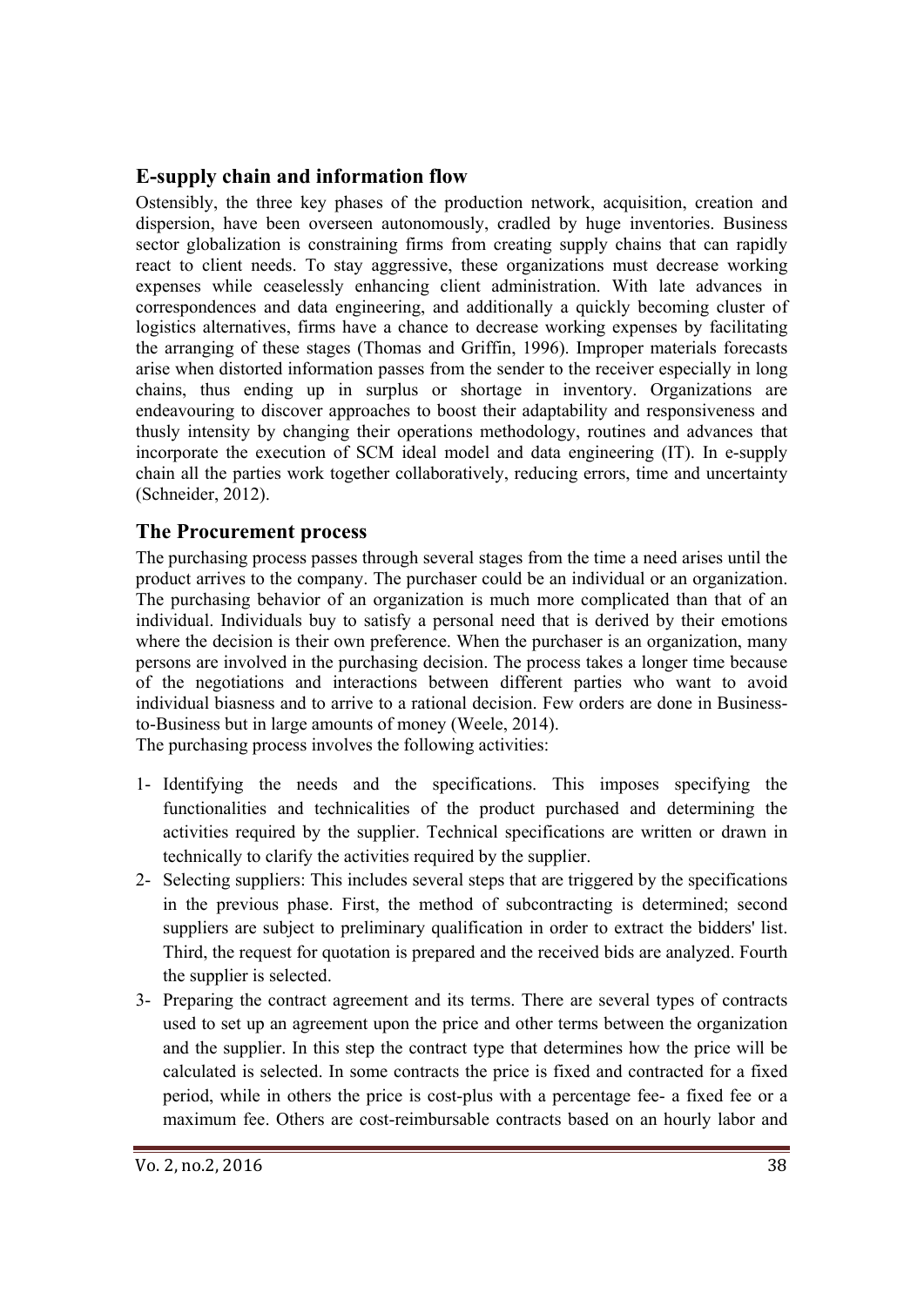## E-supply chain and information flow

Ostensibly, the three key phases of the production network, acquisition, creation and dispersion, have been overseen autonomously, cradled by huge inventories. Business sector globalization is constraining firms from creating supply chains that can rapidly react to client needs. To stay aggressive, these organizations must decrease working expenses while ceaselessly enhancing client administration. With late advances in correspondences and data engineering, and additionally a quickly becoming cluster of logistics alternatives, firms have a chance to decrease working expenses by facilitating the arranging of these stages (Thomas and Griffin, 1996). Improper materials forecasts arise when distorted information passes from the sender to the receiver especially in long chains, thus ending up in surplus or shortage in inventory. Organizations are endeavouring to discover approaches to boost their adaptability and responsiveness and thusly intensity by changing their operations methodology, routines and advances that incorporate the execution of SCM ideal model and data engineering (IT). In e-supply chain all the parties work together collaboratively, reducing errors, time and uncertainty (Schneider, 2012).

## The Procurement process

The purchasing process passes through several stages from the time a need arises until the product arrives to the company. The purchaser could be an individual or an organization. The purchasing behavior of an organization is much more complicated than that of an individual. Individuals buy to satisfy a personal need that is derived by their emotions where the decision is their own preference. When the purchaser is an organization, many persons are involved in the purchasing decision. The process takes a longer time because of the negotiations and interactions between different parties who want to avoid individual biasness and to arrive to a rational decision. Few orders are done in Business-to-Business but in large amounts of money (Weele, 2014).

The purchasing process involves the following activities:

1- Identifying the needs and the specifications. This imposes specifying the functionalities and technicalities of the product purchased and determining the activities required by the supplier. Technical specifications are written or drawn in technically to clarify the activities required by the supplier.

2- Selecting suppliers: This includes several steps that are triggered by the specifications in the previous phase. First, the method of subcontracting is determined; second suppliers are subject to preliminary qualification in order to extract the bidders' list. Third, the request for quotation is prepared and the received bids are analyzed. Fourth the supplier is selected.

3- Preparing the contract agreement and its terms. There are several types of contracts used to set up an agreement upon the price and other terms between the organization and the supplier. In this step the contract type that determines how the price will be calculated is selected. In some contracts the price is fixed and contracted for a fixed period, while in others the price is cost-plus with a percentage fee- a fixed fee or a maximum fee. Others are cost-reimbursable contracts based on an hourly labor and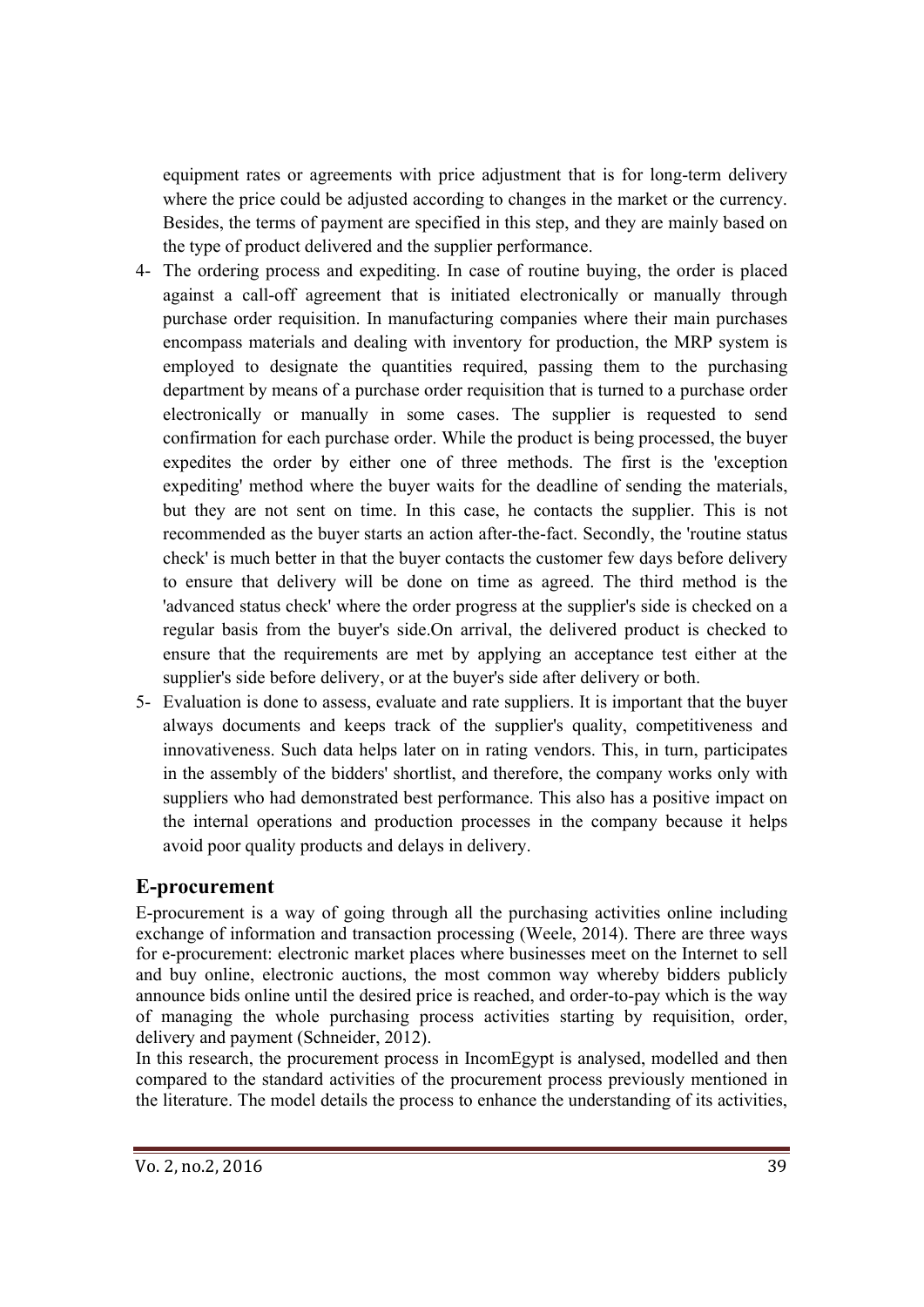equipment rates or agreements with price adjustment that is for long-term delivery where the price could be adjusted according to changes in the market or the currency. Besides, the terms of payment are specified in this step, and they are mainly based on the type of product delivered and the supplier performance.

4- The ordering process and expediting. In case of routine buying, the order is placed against a call-off agreement that is initiated electronically or manually through purchase order requisition. In manufacturing companies where their main purchases encompass materials and dealing with inventory for production, the MRP system is employed to designate the quantities required, passing them to the purchasing department by means of a purchase order requisition that is turned to a purchase order electronically or manually in some cases. The supplier is requested to send confirmation for each purchase order. While the product is being processed, the buyer expedites the order by either one of three methods. The first is the 'exception expediting' method where the buyer waits for the deadline of sending the materials, but they are not sent on time. In this case, he contacts the supplier. This is not recommended as the buyer starts an action after-the-fact. Secondly, the 'routine status check' is much better in that the buyer contacts the customer few days before delivery to ensure that delivery will be done on time as agreed. The third method is the 'advanced status check' where the order progress at the supplier's side is checked on a regular basis from the buyer's side.On arrival, the delivered product is checked to ensure that the requirements are met by applying an acceptance test either at the supplier's side before delivery, or at the buyer's side after delivery or both.

5- Evaluation is done to assess, evaluate and rate suppliers. It is important that the buyer always documents and keeps track of the supplier's quality, competitiveness and innovativeness. Such data helps later on in rating vendors. This, in turn, participates in the assembly of the bidders' shortlist, and therefore, the company works only with suppliers who had demonstrated best performance. This also has a positive impact on the internal operations and production processes in the company because it helps avoid poor quality products and delays in delivery.

## E-procurement

E-procurement is a way of going through all the purchasing activities online including exchange of information and transaction processing (Weele, 2014). There are three ways for e-procurement: electronic market places where businesses meet on the Internet to sell and buy online, electronic auctions, the most common way whereby bidders publicly announce bids online until the desired price is reached, and order-to-pay which is the way of managing the whole purchasing process activities starting by requisition, order, delivery and payment (Schneider, 2012).

In this research, the procurement process in IncomEgypt is analysed, modelled and then compared to the standard activities of the procurement process previously mentioned in the literature. The model details the process to enhance the understanding of its activities,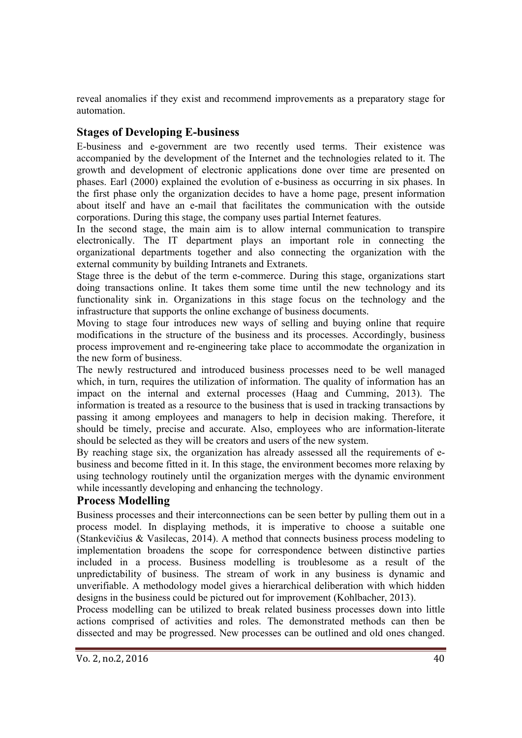reveal anomalies if they exist and recommend improvements as a preparatory stage for automation.

## Stages of Developing E-business

E-business and e-government are two recently used terms. Their existence was accompanied by the development of the Internet and the technologies related to it. The growth and development of electronic applications done over time are presented on phases. Earl (2000) explained the evolution of e-business as occurring in six phases. In the first phase only the organization decides to have a home page, present information about itself and have an e-mail that facilitates the communication with the outside corporations. During this stage, the company uses partial Internet features.

In the second stage, the main aim is to allow internal communication to transpire electronically. The IT department plays an important role in connecting the organizational departments together and also connecting the organization with the external community by building Intranets and Extranets.

Stage three is the debut of the term e-commerce. During this stage, organizations start doing transactions online. It takes them some time until the new technology and its functionality sink in. Organizations in this stage focus on the technology and the infrastructure that supports the online exchange of business documents.

Moving to stage four introduces new ways of selling and buying online that require modifications in the structure of the business and its processes. Accordingly, business process improvement and re-engineering take place to accommodate the organization in the new form of business.

The newly restructured and introduced business processes need to be well managed which, in turn, requires the utilization of information. The quality of information has an impact on the internal and external processes (Haag and Cumming, 2013). The information is treated as a resource to the business that is used in tracking transactions by passing it among employees and managers to help in decision making. Therefore, it should be timely, precise and accurate. Also, employees who are information-literate should be selected as they will be creators and users of the new system.

By reaching stage six, the organization has already assessed all the requirements of e-business and become fitted in it. In this stage, the environment becomes more relaxing by using technology routinely until the organization merges with the dynamic environment while incessantly developing and enhancing the technology.

## Process Modelling

Business processes and their interconnections can be seen better by pulling them out in a process model. In displaying methods, it is imperative to choose a suitable one (Stankevičius & Vasilecas, 2014). A method that connects business process modeling to implementation broadens the scope for correspondence between distinctive parties included in a process. Business modelling is troublesome as a result of the unpredictability of business. The stream of work in any business is dynamic and unverifiable. A methodology model gives a hierarchical deliberation with which hidden designs in the business could be pictured out for improvement (Kohlbacher, 2013).

Process modelling can be utilized to break related business processes down into little actions comprised of activities and roles. The demonstrated methods can then be dissected and may be progressed. New processes can be outlined and old ones changed.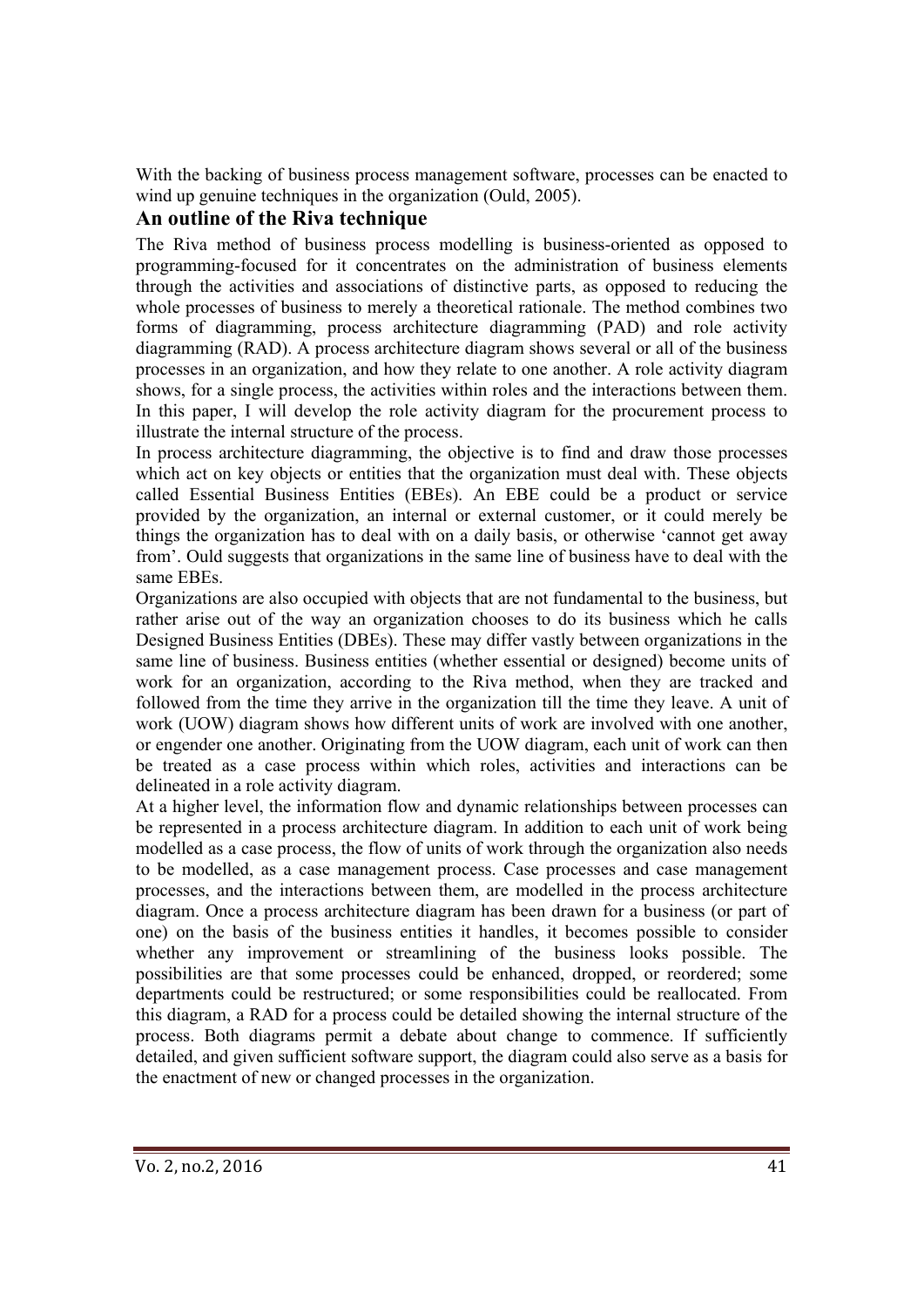With the backing of business process management software, processes can be enacted to wind up genuine techniques in the organization (Ould, 2005).

## An outline of the Riva technique

The Riva method of business process modelling is business-oriented as opposed to programming-focused for it concentrates on the administration of business elements through the activities and associations of distinctive parts, as opposed to reducing the whole processes of business to merely a theoretical rationale. The method combines two forms of diagramming, process architecture diagramming (PAD) and role activity diagramming (RAD). A process architecture diagram shows several or all of the business processes in an organization, and how they relate to one another. A role activity diagram shows, for a single process, the activities within roles and the interactions between them. In this paper, I will develop the role activity diagram for the procurement process to illustrate the internal structure of the process.

In process architecture diagramming, the objective is to find and draw those processes which act on key objects or entities that the organization must deal with. These objects called Essential Business Entities (EBEs). An EBE could be a product or service provided by the organization, an internal or external customer, or it could merely be things the organization has to deal with on a daily basis, or otherwise 'cannot get away from'. Ould suggests that organizations in the same line of business have to deal with the same EBEs.

Organizations are also occupied with objects that are not fundamental to the business, but rather arise out of the way an organization chooses to do its business which he calls Designed Business Entities (DBEs). These may differ vastly between organizations in the same line of business. Business entities (whether essential or designed) become units of work for an organization, according to the Riva method, when they are tracked and followed from the time they arrive in the organization till the time they leave. A unit of work (UOW) diagram shows how different units of work are involved with one another, or engender one another. Originating from the UOW diagram, each unit of work can then be treated as a case process within which roles, activities and interactions can be delineated in a role activity diagram.

At a higher level, the information flow and dynamic relationships between processes can be represented in a process architecture diagram. In addition to each unit of work being modelled as a case process, the flow of units of work through the organization also needs to be modelled, as a case management process. Case processes and case management processes, and the interactions between them, are modelled in the process architecture diagram. Once a process architecture diagram has been drawn for a business (or part of one) on the basis of the business entities it handles, it becomes possible to consider whether any improvement or streamlining of the business looks possible. The possibilities are that some processes could be enhanced, dropped, or reordered; some departments could be restructured; or some responsibilities could be reallocated. From this diagram, a RAD for a process could be detailed showing the internal structure of the process. Both diagrams permit a debate about change to commence. If sufficiently detailed, and given sufficient software support, the diagram could also serve as a basis for the enactment of new or changed processes in the organization.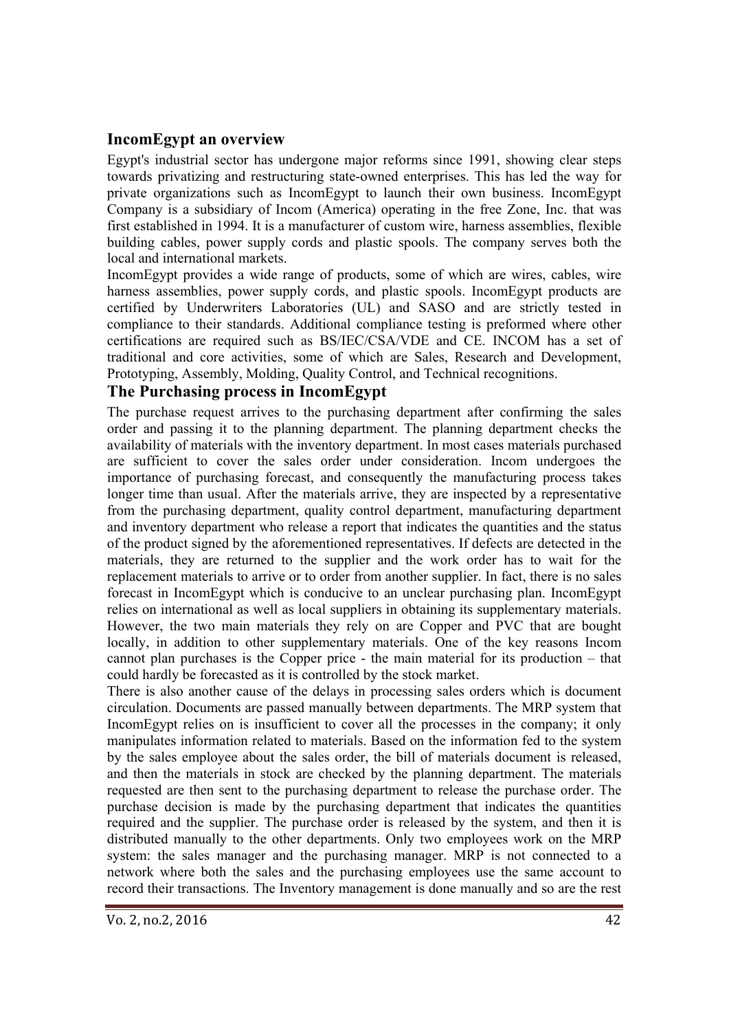## IncomEgypt an overview

Egypt's industrial sector has undergone major reforms since 1991, showing clear steps towards privatizing and restructuring state-owned enterprises. This has led the way for private organizations such as IncomEgypt to launch their own business. IncomEgypt Company is a subsidiary of Incom (America) operating in the free Zone, Inc. that was first established in 1994. It is a manufacturer of custom wire, harness assemblies, flexible building cables, power supply cords and plastic spools. The company serves both the local and international markets.

IncomEgypt provides a wide range of products, some of which are wires, cables, wire harness assemblies, power supply cords, and plastic spools. IncomEgypt products are certified by Underwriters Laboratories (UL) and SASO and are strictly tested in compliance to their standards. Additional compliance testing is preformed where other certifications are required such as BS/IEC/CSA/VDE and CE. INCOM has a set of traditional and core activities, some of which are Sales, Research and Development, Prototyping, Assembly, Molding, Quality Control, and Technical recognitions.

## The Purchasing process in IncomEgypt

The purchase request arrives to the purchasing department after confirming the sales order and passing it to the planning department. The planning department checks the availability of materials with the inventory department. In most cases materials purchased are sufficient to cover the sales order under consideration. Incom undergoes the importance of purchasing forecast, and consequently the manufacturing process takes longer time than usual. After the materials arrive, they are inspected by a representative from the purchasing department, quality control department, manufacturing department and inventory department who release a report that indicates the quantities and the status of the product signed by the aforementioned representatives. If defects are detected in the materials, they are returned to the supplier and the work order has to wait for the replacement materials to arrive or to order from another supplier. In fact, there is no sales forecast in IncomEgypt which is conducive to an unclear purchasing plan. IncomEgypt relies on international as well as local suppliers in obtaining its supplementary materials. However, the two main materials they rely on are Copper and PVC that are bought locally, in addition to other supplementary materials. One of the key reasons Incom cannot plan purchases is the Copper price - the main material for its production – that could hardly be forecasted as it is controlled by the stock market.

There is also another cause of the delays in processing sales orders which is document circulation. Documents are passed manually between departments. The MRP system that IncomEgypt relies on is insufficient to cover all the processes in the company; it only manipulates information related to materials. Based on the information fed to the system by the sales employee about the sales order, the bill of materials document is released, and then the materials in stock are checked by the planning department. The materials requested are then sent to the purchasing department to release the purchase order. The purchase decision is made by the purchasing department that indicates the quantities required and the supplier. The purchase order is released by the system, and then it is distributed manually to the other departments. Only two employees work on the MRP system: the sales manager and the purchasing manager. MRP is not connected to a network where both the sales and the purchasing employees use the same account to record their transactions. The Inventory management is done manually and so are the rest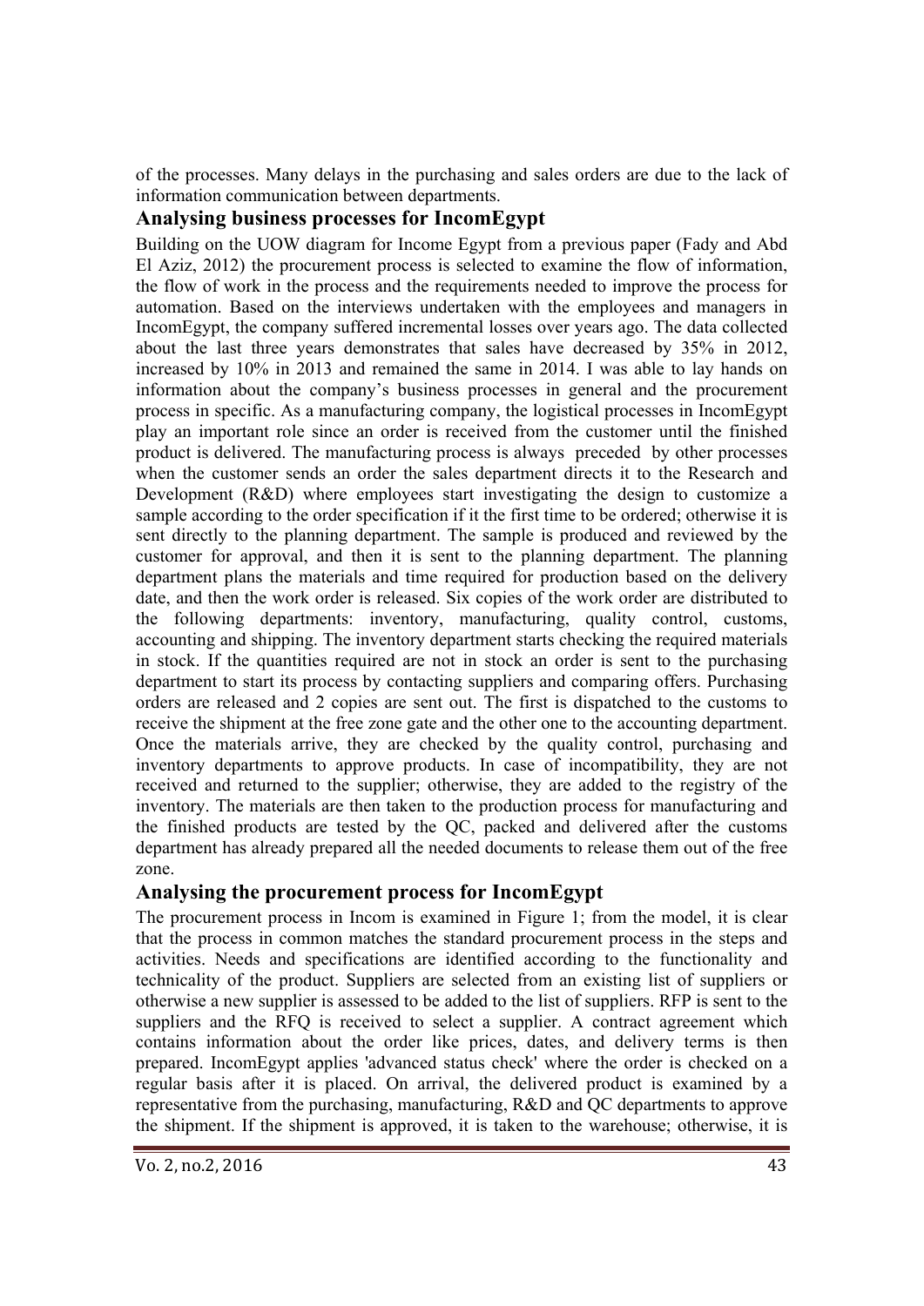of the processes. Many delays in the purchasing and sales orders are due to the lack of information communication between departments.

## Analysing business processes for IncomEgypt

Building on the UOW diagram for Income Egypt from a previous paper (Fady and Abd El Aziz, 2012) the procurement process is selected to examine the flow of information, the flow of work in the process and the requirements needed to improve the process for automation. Based on the interviews undertaken with the employees and managers in IncomEgypt, the company suffered incremental losses over years ago. The data collected about the last three years demonstrates that sales have decreased by 35% in 2012, increased by 10% in 2013 and remained the same in 2014. I was able to lay hands on information about the company's business processes in general and the procurement process in specific. As a manufacturing company, the logistical processes in IncomEgypt play an important role since an order is received from the customer until the finished product is delivered. The manufacturing process is always preceded by other processes when the customer sends an order the sales department directs it to the Research and Development (R&D) where employees start investigating the design to customize a sample according to the order specification if it the first time to be ordered; otherwise it is sent directly to the planning department. The sample is produced and reviewed by the customer for approval, and then it is sent to the planning department. The planning department plans the materials and time required for production based on the delivery date, and then the work order is released. Six copies of the work order are distributed to the following departments: inventory, manufacturing, quality control, customs, accounting and shipping. The inventory department starts checking the required materials in stock. If the quantities required are not in stock an order is sent to the purchasing department to start its process by contacting suppliers and comparing offers. Purchasing orders are released and 2 copies are sent out. The first is dispatched to the customs to receive the shipment at the free zone gate and the other one to the accounting department. Once the materials arrive, they are checked by the quality control, purchasing and inventory departments to approve products. In case of incompatibility, they are not received and returned to the supplier; otherwise, they are added to the registry of the inventory. The materials are then taken to the production process for manufacturing and the finished products are tested by the QC, packed and delivered after the customs department has already prepared all the needed documents to release them out of the free zone.

## Analysing the procurement process for IncomEgypt

The procurement process in Incom is examined in Figure 1; from the model, it is clear that the process in common matches the standard procurement process in the steps and activities. Needs and specifications are identified according to the functionality and technicality of the product. Suppliers are selected from an existing list of suppliers or otherwise a new supplier is assessed to be added to the list of suppliers. RFP is sent to the suppliers and the RFQ is received to select a supplier. A contract agreement which contains information about the order like prices, dates, and delivery terms is then prepared. IncomEgypt applies 'advanced status check' where the order is checked on a regular basis after it is placed. On arrival, the delivered product is examined by a representative from the purchasing, manufacturing, R&D and QC departments to approve the shipment. If the shipment is approved, it is taken to the warehouse; otherwise, it is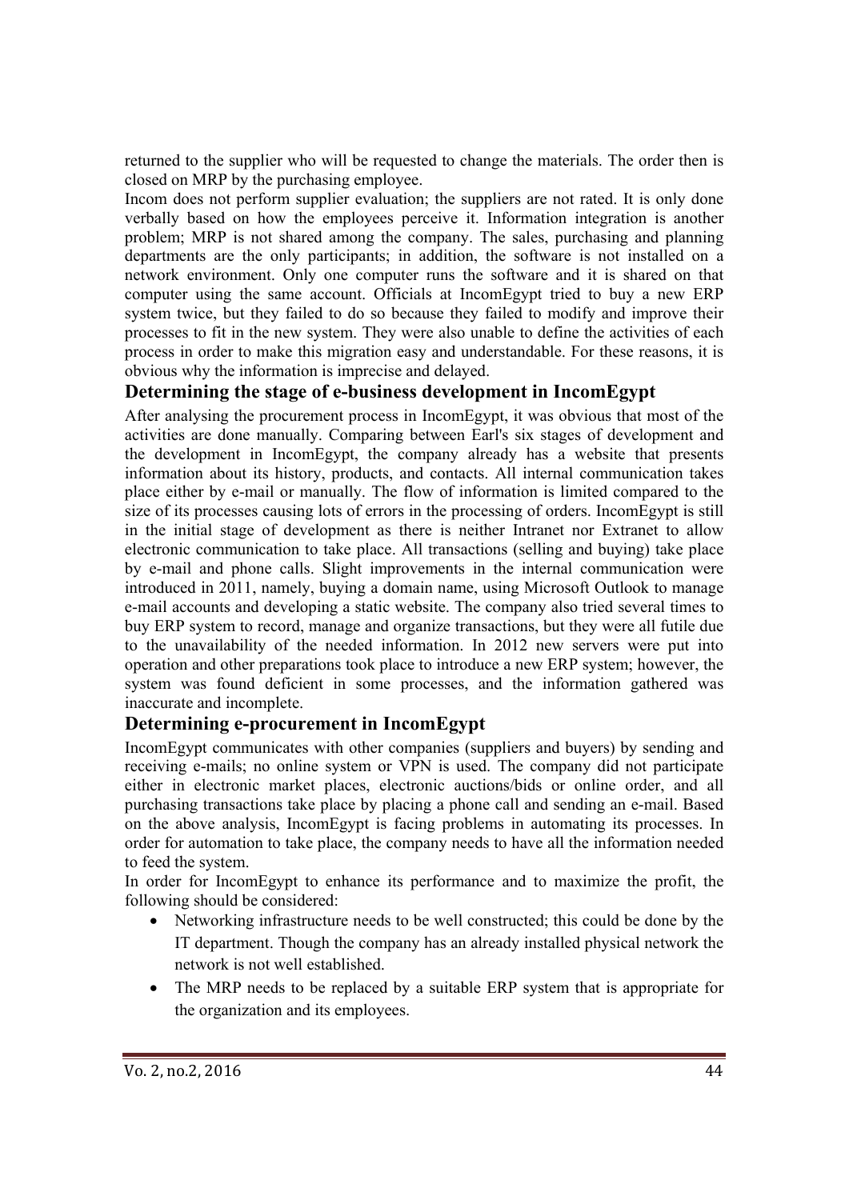returned to the supplier who will be requested to change the materials. The order then is closed on MRP by the purchasing employee.

Incom does not perform supplier evaluation; the suppliers are not rated. It is only done verbally based on how the employees perceive it. Information integration is another problem; MRP is not shared among the company. The sales, purchasing and planning departments are the only participants; in addition, the software is not installed on a network environment. Only one computer runs the software and it is shared on that computer using the same account. Officials at IncomEgypt tried to buy a new ERP system twice, but they failed to do so because they failed to modify and improve their processes to fit in the new system. They were also unable to define the activities of each process in order to make this migration easy and understandable. For these reasons, it is obvious why the information is imprecise and delayed.

## Determining the stage of e-business development in IncomEgypt

After analysing the procurement process in IncomEgypt, it was obvious that most of the activities are done manually. Comparing between Earl's six stages of development and the development in IncomEgypt, the company already has a website that presents information about its history, products, and contacts. All internal communication takes place either by e-mail or manually. The flow of information is limited compared to the size of its processes causing lots of errors in the processing of orders. IncomEgypt is still in the initial stage of development as there is neither Intranet nor Extranet to allow electronic communication to take place. All transactions (selling and buying) take place by e-mail and phone calls. Slight improvements in the internal communication were introduced in 2011, namely, buying a domain name, using Microsoft Outlook to manage e-mail accounts and developing a static website. The company also tried several times to buy ERP system to record, manage and organize transactions, but they were all futile due to the unavailability of the needed information. In 2012 new servers were put into operation and other preparations took place to introduce a new ERP system; however, the system was found deficient in some processes, and the information gathered was inaccurate and incomplete.

## Determining e-procurement in IncomEgypt

IncomEgypt communicates with other companies (suppliers and buyers) by sending and receiving e-mails; no online system or VPN is used. The company did not participate either in electronic market places, electronic auctions/bids or online order, and all purchasing transactions take place by placing a phone call and sending an e-mail. Based on the above analysis, IncomEgypt is facing problems in automating its processes. In order for automation to take place, the company needs to have all the information needed to feed the system.

In order for IncomEgypt to enhance its performance and to maximize the profit, the following should be considered:

- Networking infrastructure needs to be well constructed; this could be done by the IT department. Though the company has an already installed physical network the network is not well established.
- The MRP needs to be replaced by a suitable ERP system that is appropriate for the organization and its employees.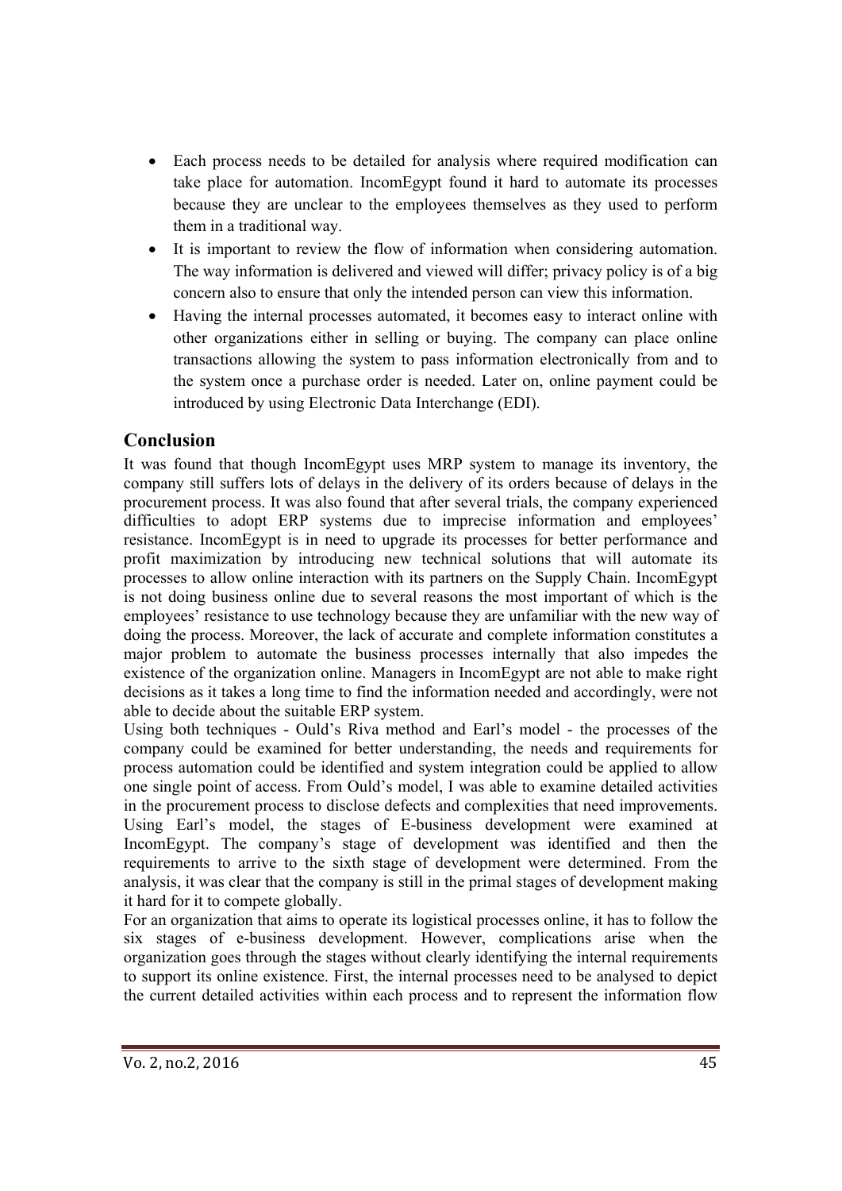- Each process needs to be detailed for analysis where required modification can take place for automation. IncomEgypt found it hard to automate its processes because they are unclear to the employees themselves as they used to perform them in a traditional way.
- It is important to review the flow of information when considering automation. The way information is delivered and viewed will differ; privacy policy is of a big concern also to ensure that only the intended person can view this information.
- Having the internal processes automated, it becomes easy to interact online with other organizations either in selling or buying. The company can place online transactions allowing the system to pass information electronically from and to the system once a purchase order is needed. Later on, online payment could be introduced by using Electronic Data Interchange (EDI).

## Conclusion

It was found that though IncomEgypt uses MRP system to manage its inventory, the company still suffers lots of delays in the delivery of its orders because of delays in the procurement process. It was also found that after several trials, the company experienced difficulties to adopt ERP systems due to imprecise information and employees' resistance. IncomEgypt is in need to upgrade its processes for better performance and profit maximization by introducing new technical solutions that will automate its processes to allow online interaction with its partners on the Supply Chain. IncomEgypt is not doing business online due to several reasons the most important of which is the employees' resistance to use technology because they are unfamiliar with the new way of doing the process. Moreover, the lack of accurate and complete information constitutes a major problem to automate the business processes internally that also impedes the existence of the organization online. Managers in IncomEgypt are not able to make right decisions as it takes a long time to find the information needed and accordingly, were not able to decide about the suitable ERP system.

Using both techniques - Ould's Riva method and Earl's model - the processes of the company could be examined for better understanding, the needs and requirements for process automation could be identified and system integration could be applied to allow one single point of access. From Ould's model, I was able to examine detailed activities in the procurement process to disclose defects and complexities that need improvements. Using Earl's model, the stages of E-business development were examined at IncomEgypt. The company's stage of development was identified and then the requirements to arrive to the sixth stage of development were determined. From the analysis, it was clear that the company is still in the primal stages of development making it hard for it to compete globally.

For an organization that aims to operate its logistical processes online, it has to follow the six stages of e-business development. However, complications arise when the organization goes through the stages without clearly identifying the internal requirements to support its online existence. First, the internal processes need to be analysed to depict the current detailed activities within each process and to represent the information flow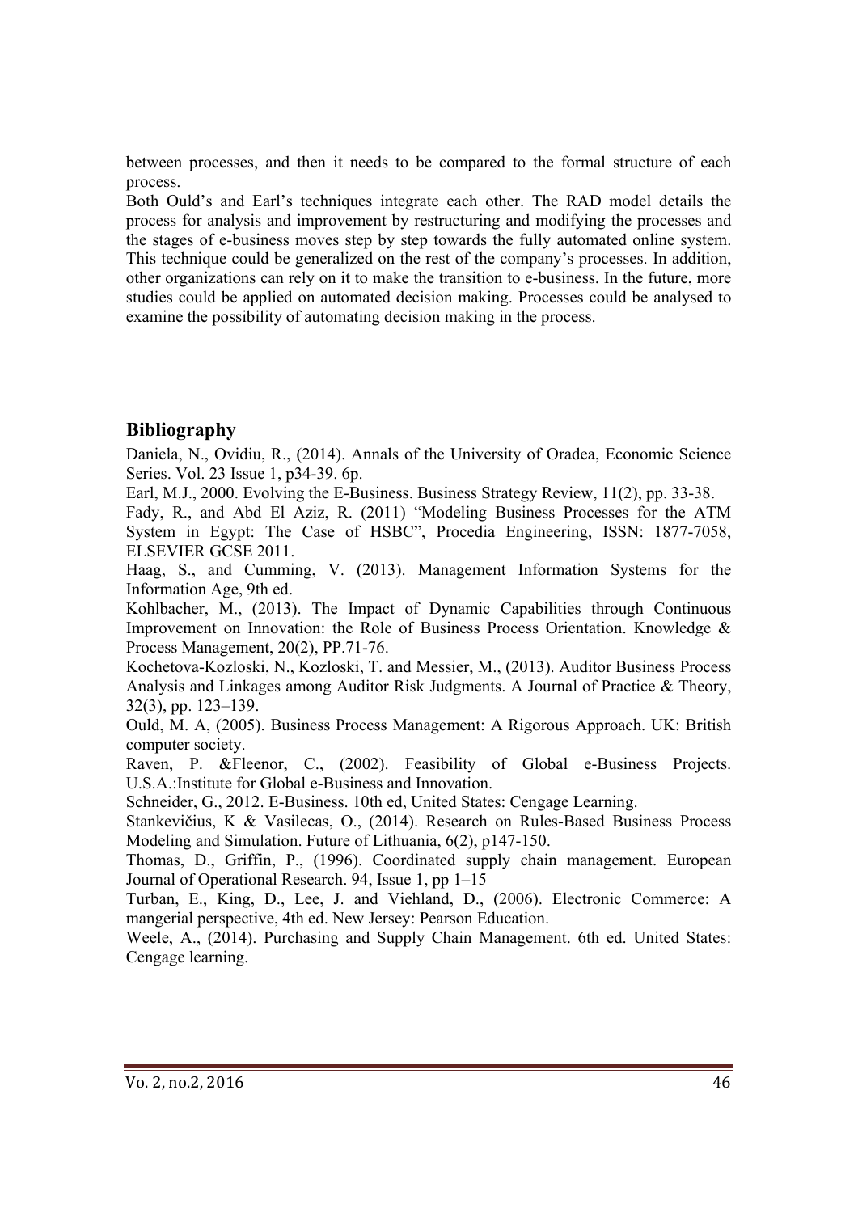between processes, and then it needs to be compared to the formal structure of each process.

Both Ould's and Earl's techniques integrate each other. The RAD model details the process for analysis and improvement by restructuring and modifying the processes and the stages of e-business moves step by step towards the fully automated online system. This technique could be generalized on the rest of the company's processes. In addition, other organizations can rely on it to make the transition to e-business. In the future, more studies could be applied on automated decision making. Processes could be analysed to examine the possibility of automating decision making in the process.

## Bibliography

Daniela, N., Ovidiu, R., (2014). Annals of the University of Oradea, Economic Science Series. Vol. 23 Issue 1, p34-39. 6p.

Earl, M.J., 2000. Evolving the E-Business. Business Strategy Review, 11(2), pp. 33-38.

Fady, R., and Abd El Aziz, R. (2011) "Modeling Business Processes for the ATM System in Egypt: The Case of HSBC", Procedia Engineering, ISSN: 1877-7058, ELSEVIER GCSE 2011.

Haag, S., and Cumming, V. (2013). Management Information Systems for the Information Age, 9th ed.

Kohlbacher, M., (2013). The Impact of Dynamic Capabilities through Continuous Improvement on Innovation: the Role of Business Process Orientation. Knowledge & Process Management, 20(2), PP.71-76.

Kochetova-Kozloski, N., Kozloski, T. and Messier, M., (2013). Auditor Business Process Analysis and Linkages among Auditor Risk Judgments. A Journal of Practice & Theory, 32(3), pp. 123–139.

Ould, M. A, (2005). Business Process Management: A Rigorous Approach. UK: British computer society.

Raven, P. &Fleenor, C., (2002). Feasibility of Global e-Business Projects. U.S.A.:Institute for Global e-Business and Innovation.

Schneider, G., 2012. E-Business. 10th ed, United States: Cengage Learning.

Stankevičius, K & Vasilecas, O., (2014). Research on Rules-Based Business Process Modeling and Simulation. Future of Lithuania, 6(2), p147-150.

Thomas, D., Griffin, P., (1996). Coordinated supply chain management. European Journal of Operational Research. 94, Issue 1, pp 1–15

Turban, E., King, D., Lee, J. and Viehland, D., (2006). Electronic Commerce: A mangerial perspective, 4th ed. New Jersey: Pearson Education.

Weele, A., (2014). Purchasing and Supply Chain Management. 6th ed. United States: Cengage learning.